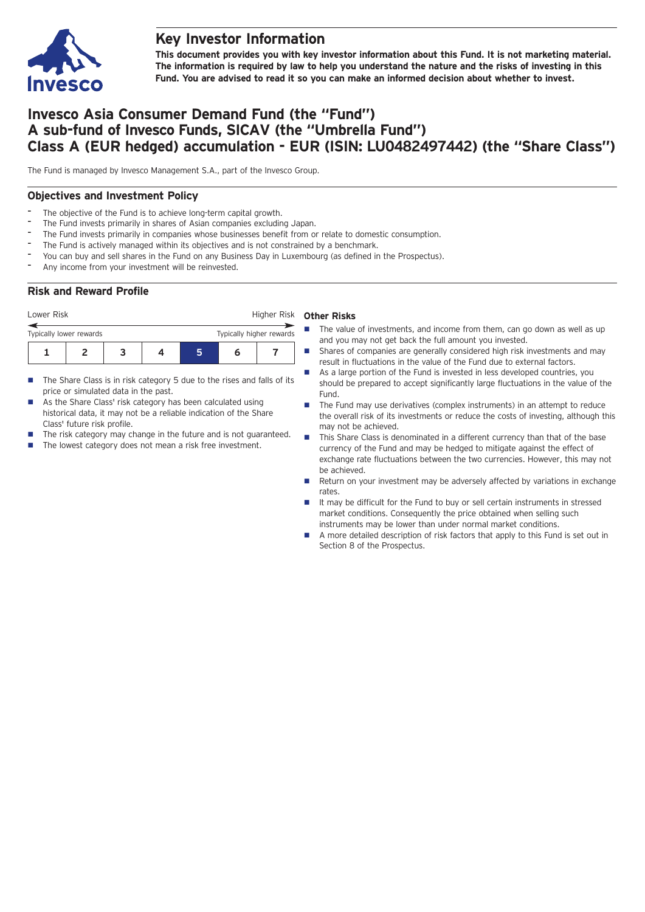# Key Investor Information

**This document provides you with key investor information about this Fund. It is not marketing material. The information is required by law to help you understand the nature and the risks of investing in this Fund. You are advised to read it so you can make an informed decision about whether to invest.**

# Invesco Asia Consumer Demand Fund (the "Fund")
# A sub-fund of Invesco Funds, SICAV (the "Umbrella Fund")
# Class A (EUR hedged) accumulation - EUR (ISIN: LU0482497442) (the "Share Class")

The Fund is managed by Invesco Management S.A., part of the Invesco Group.

## Objectives and Investment Policy

- The objective of the Fund is to achieve long-term capital growth.
- The Fund invests primarily in shares of Asian companies excluding Japan.
- The Fund invests primarily in companies whose businesses benefit from or relate to domestic consumption.
- The Fund is actively managed within its objectives and is not constrained by a benchmark.
- You can buy and sell shares in the Fund on any Business Day in Luxembourg (as defined in the Prospectus).
- Any income from your investment will be reinvested.

## Risk and Reward Profile

Lower Risk — Higher Risk

Typically lower rewards — Typically higher rewards

| 1 | 2 | 3 | 4 | **5** | 6 | 7 |
|---|---|---|---|---|---|---|

- The Share Class is in risk category 5 due to the rises and falls of its price or simulated data in the past.
- As the Share Class' risk category has been calculated using historical data, it may not be a reliable indication of the Share Class' future risk profile.
- The risk category may change in the future and is not guaranteed.
- The lowest category does not mean a risk free investment.

### Other Risks

- The value of investments, and income from them, can go down as well as up and you may not get back the full amount you invested.
- Shares of companies are generally considered high risk investments and may result in fluctuations in the value of the Fund due to external factors.
- As a large portion of the Fund is invested in less developed countries, you should be prepared to accept significantly large fluctuations in the value of the Fund.
- The Fund may use derivatives (complex instruments) in an attempt to reduce the overall risk of its investments or reduce the costs of investing, although this may not be achieved.
- This Share Class is denominated in a different currency than that of the base currency of the Fund and may be hedged to mitigate against the effect of exchange rate fluctuations between the two currencies. However, this may not be achieved.
- Return on your investment may be adversely affected by variations in exchange rates.
- It may be difficult for the Fund to buy or sell certain instruments in stressed market conditions. Consequently the price obtained when selling such instruments may be lower than under normal market conditions.
- A more detailed description of risk factors that apply to this Fund is set out in Section 8 of the Prospectus.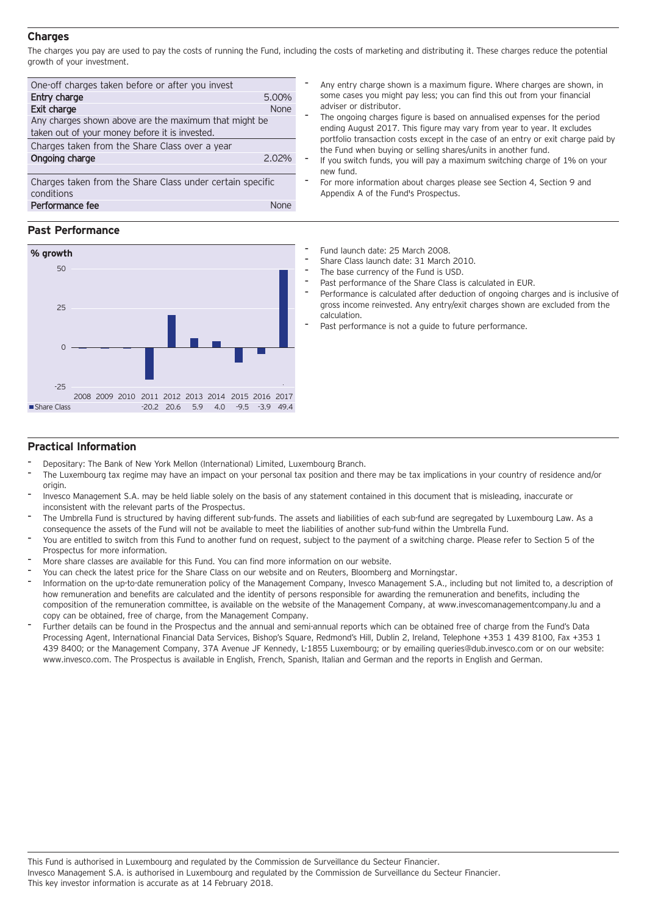## Charges

The charges you pay are used to pay the costs of running the Fund, including the costs of marketing and distributing it. These charges reduce the potential growth of your investment.

| One-off charges taken before or after you invest | |
|---|---|
| **Entry charge** | 5.00% |
| **Exit charge** | None |
| Any charges shown above are the maximum that might be taken out of your money before it is invested. | |
| Charges taken from the Share Class over a year | |
| **Ongoing charge** | 2.02% |
| Charges taken from the Share Class under certain specific conditions | |
| **Performance fee** | None |

- Any entry charge shown is a maximum figure. Where charges are shown, in some cases you might pay less; you can find this out from your financial adviser or distributor.
- The ongoing charges figure is based on annualised expenses for the period ending August 2017. This figure may vary from year to year. It excludes portfolio transaction costs except in the case of an entry or exit charge paid by the Fund when buying or selling shares/units in another fund.
- If you switch funds, you will pay a maximum switching charge of 1% on your new fund.
- For more information about charges please see Section 4, Section 9 and Appendix A of the Fund's Prospectus.

## Past Performance

% growth

50

25

0

-25

2008 2009 2010 2011 2012 2013 2014 2015 2016 2017

Share Class -20.2 20.6 5.9 4.0 -9.5 -3.9 49.4

- Fund launch date: 25 March 2008.
- Share Class launch date: 31 March 2010.
- The base currency of the Fund is USD.
- Past performance of the Share Class is calculated in EUR.
- Performance is calculated after deduction of ongoing charges and is inclusive of gross income reinvested. Any entry/exit charges shown are excluded from the calculation.
- Past performance is not a guide to future performance.

## Practical Information

- Depositary: The Bank of New York Mellon (International) Limited, Luxembourg Branch.
- The Luxembourg tax regime may have an impact on your personal tax position and there may be tax implications in your country of residence and/or origin.
- Invesco Management S.A. may be held liable solely on the basis of any statement contained in this document that is misleading, inaccurate or inconsistent with the relevant parts of the Prospectus.
- The Umbrella Fund is structured by having different sub-funds. The assets and liabilities of each sub-fund are segregated by Luxembourg Law. As a consequence the assets of the Fund will not be available to meet the liabilities of another sub-fund within the Umbrella Fund.
- You are entitled to switch from this Fund to another fund on request, subject to the payment of a switching charge. Please refer to Section 5 of the Prospectus for more information.
- More share classes are available for this Fund. You can find more information on our website.
- You can check the latest price for the Share Class on our website and on Reuters, Bloomberg and Morningstar.
- Information on the up-to-date remuneration policy of the Management Company, Invesco Management S.A., including but not limited to, a description of how remuneration and benefits are calculated and the identity of persons responsible for awarding the remuneration and benefits, including the composition of the remuneration committee, is available on the website of the Management Company, at www.invescomanagementcompany.lu and a copy can be obtained, free of charge, from the Management Company.
- Further details can be found in the Prospectus and the annual and semi-annual reports which can be obtained free of charge from the Fund's Data Processing Agent, International Financial Data Services, Bishop's Square, Redmond's Hill, Dublin 2, Ireland, Telephone +353 1 439 8100, Fax +353 1 439 8400; or the Management Company, 37A Avenue JF Kennedy, L-1855 Luxembourg; or by emailing queries@dub.invesco.com or on our website: www.invesco.com. The Prospectus is available in English, French, Spanish, Italian and German and the reports in English and German.

This Fund is authorised in Luxembourg and regulated by the Commission de Surveillance du Secteur Financier.
Invesco Management S.A. is authorised in Luxembourg and regulated by the Commission de Surveillance du Secteur Financier.
This key investor information is accurate as at 14 February 2018.